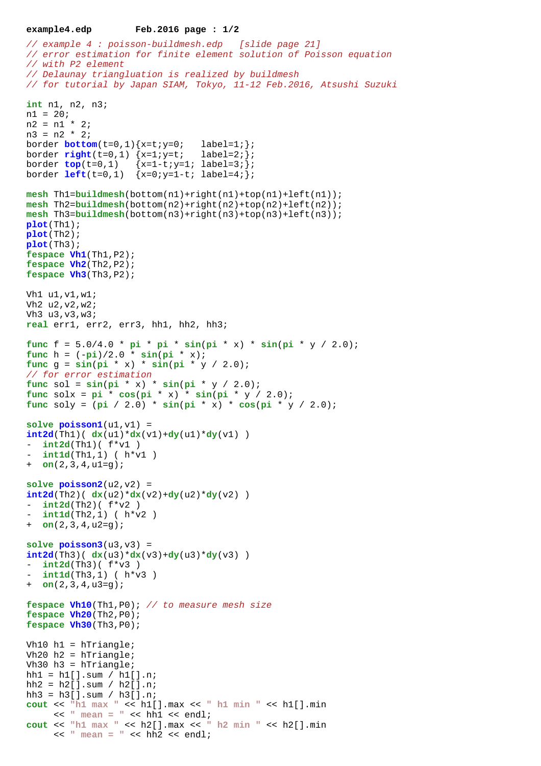```
// example 4 : poisson-buildmesh.edp   [slide page 21]
// error estimation for finite element solution of Poisson equation
// with P2 element
// Delaunay triangluation is realized by buildmesh
// for tutorial by Japan SIAM, Tokyo, 11-12 Feb.2016, Atsushi Suzuki

int n1, n2, n3;
n1 = 20;
n2 = n1 * 2;
n3 = n2 * 2;
border bottom(t=0,1){x=t;y=0;   label=1;};
border right(t=0,1) {x=1;y=t;   label=2;};
border top(t=0,1)   {x=1-t;y=1; label=3;};
border left(t=0,1)  {x=0;y=1-t; label=4;};

mesh Th1=buildmesh(bottom(n1)+right(n1)+top(n1)+left(n1));
mesh Th2=buildmesh(bottom(n2)+right(n2)+top(n2)+left(n2));
mesh Th3=buildmesh(bottom(n3)+right(n3)+top(n3)+left(n3));
plot(Th1);
plot(Th2);
plot(Th3);
fespace Vh1(Th1,P2);
fespace Vh2(Th2,P2);
fespace Vh3(Th3,P2);

Vh1 u1,v1,w1;
Vh2 u2,v2,w2;
Vh3 u3,v3,w3;
real err1, err2, err3, hh1, hh2, hh3;

func f = 5.0/4.0 * pi * pi * sin(pi * x) * sin(pi * y / 2.0);
func h = (-pi)/2.0 * sin(pi * x);
func g = sin(pi * x) * sin(pi * y / 2.0);
// for error estimation
func sol = sin(pi * x) * sin(pi * y / 2.0);
func solx = pi * cos(pi * x) * sin(pi * y / 2.0);
func soly = (pi / 2.0) * sin(pi * x) * cos(pi * y / 2.0);

solve poisson1(u1,v1) =
int2d(Th1)( dx(u1)*dx(v1)+dy(u1)*dy(v1) )
-  int2d(Th1)( f*v1 )
-  int1d(Th1,1) ( h*v1 )
+  on(2,3,4,u1=g);

solve poisson2(u2,v2) =
int2d(Th2)( dx(u2)*dx(v2)+dy(u2)*dy(v2) )
-  int2d(Th2)( f*v2 )
-  int1d(Th2,1) ( h*v2 )
+  on(2,3,4,u2=g);

solve poisson3(u3,v3) =
int2d(Th3)( dx(u3)*dx(v3)+dy(u3)*dy(v3) )
-  int2d(Th3)( f*v3 )
-  int1d(Th3,1) ( h*v3 )
+  on(2,3,4,u3=g);

fespace Vh10(Th1,P0); // to measure mesh size
fespace Vh20(Th2,P0);
fespace Vh30(Th3,P0);

Vh10 h1 = hTriangle;
Vh20 h2 = hTriangle;
Vh30 h3 = hTriangle;
hh1 = h1[].sum / h1[].n;
hh2 = h2[].sum / h2[].n;
hh3 = h3[].sum / h3[].n;
cout << "h1 max " << h1[].max << " h1 min " << h1[].min
     << " mean = " << hh1 << endl;
cout << "h1 max " << h2[].max << " h2 min " << h2[].min
     << " mean = " << hh2 << endl;
```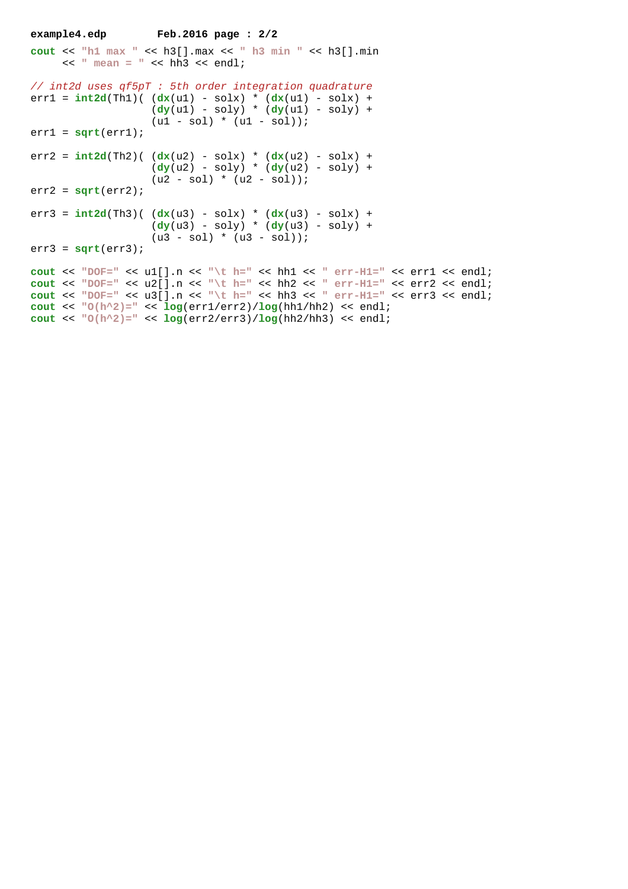```
cout << "h1 max " << h3[].max << " h3 min " << h3[].min
     << " mean = " << hh3 << endl;

// int2d uses qf5pT : 5th order integration quadrature
err1 = int2d(Th1)( (dx(u1) - solx) * (dx(u1) - solx) +
                   (dy(u1) - soly) * (dy(u1) - soly) +
                   (u1 - sol) * (u1 - sol));
err1 = sqrt(err1);

err2 = int2d(Th2)( (dx(u2) - solx) * (dx(u2) - solx) +
                   (dy(u2) - soly) * (dy(u2) - soly) +
                   (u2 - sol) * (u2 - sol));
err2 = sqrt(err2);

err3 = int2d(Th3)( (dx(u3) - solx) * (dx(u3) - solx) +
                   (dy(u3) - soly) * (dy(u3) - soly) +
                   (u3 - sol) * (u3 - sol));
err3 = sqrt(err3);

cout << "DOF=" << u1[].n << "\t h=" << hh1 << " err-H1=" << err1 << endl;
cout << "DOF=" << u2[].n << "\t h=" << hh2 << " err-H1=" << err2 << endl;
cout << "DOF=" << u3[].n << "\t h=" << hh3 << " err-H1=" << err3 << endl;
cout << "O(h^2)=" << log(err1/err2)/log(hh1/hh2) << endl;
cout << "O(h^2)=" << log(err2/err3)/log(hh2/hh3) << endl;
```